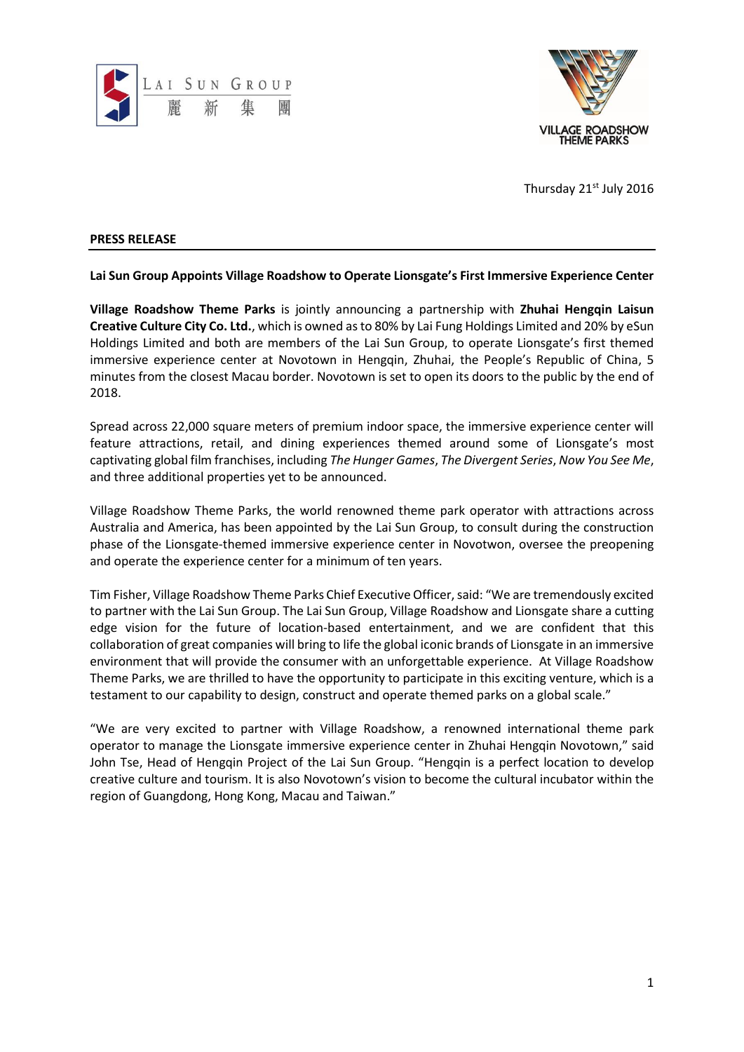Lai Sun Group 麗新集團

VILLAGE ROADSHOW THEME PARKS

Thursday 21st July 2016

**PRESS RELEASE**

**Lai Sun Group Appoints Village Roadshow to Operate Lionsgate's First Immersive Experience Center**

**Village Roadshow Theme Parks** is jointly announcing a partnership with **Zhuhai Hengqin Laisun Creative Culture City Co. Ltd.**, which is owned as to 80% by Lai Fung Holdings Limited and 20% by eSun Holdings Limited and both are members of the Lai Sun Group, to operate Lionsgate's first themed immersive experience center at Novotown in Hengqin, Zhuhai, the People's Republic of China, 5 minutes from the closest Macau border. Novotown is set to open its doors to the public by the end of 2018.

Spread across 22,000 square meters of premium indoor space, the immersive experience center will feature attractions, retail, and dining experiences themed around some of Lionsgate's most captivating global film franchises, including *The Hunger Games*, *The Divergent Series*, *Now You See Me*, and three additional properties yet to be announced.

Village Roadshow Theme Parks, the world renowned theme park operator with attractions across Australia and America, has been appointed by the Lai Sun Group, to consult during the construction phase of the Lionsgate-themed immersive experience center in Novotwon, oversee the preopening and operate the experience center for a minimum of ten years.

Tim Fisher, Village Roadshow Theme Parks Chief Executive Officer, said: "We are tremendously excited to partner with the Lai Sun Group. The Lai Sun Group, Village Roadshow and Lionsgate share a cutting edge vision for the future of location-based entertainment, and we are confident that this collaboration of great companies will bring to life the global iconic brands of Lionsgate in an immersive environment that will provide the consumer with an unforgettable experience. At Village Roadshow Theme Parks, we are thrilled to have the opportunity to participate in this exciting venture, which is a testament to our capability to design, construct and operate themed parks on a global scale."

"We are very excited to partner with Village Roadshow, a renowned international theme park operator to manage the Lionsgate immersive experience center in Zhuhai Hengqin Novotown," said John Tse, Head of Hengqin Project of the Lai Sun Group. "Hengqin is a perfect location to develop creative culture and tourism. It is also Novotown's vision to become the cultural incubator within the region of Guangdong, Hong Kong, Macau and Taiwan."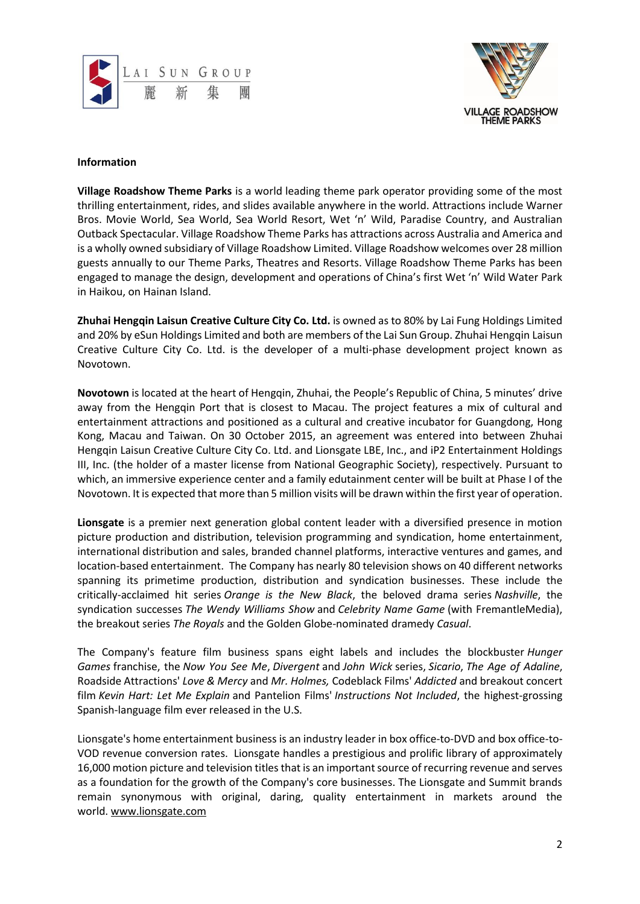**Information**

**Village Roadshow Theme Parks** is a world leading theme park operator providing some of the most thrilling entertainment, rides, and slides available anywhere in the world. Attractions include Warner Bros. Movie World, Sea World, Sea World Resort, Wet 'n' Wild, Paradise Country, and Australian Outback Spectacular. Village Roadshow Theme Parks has attractions across Australia and America and is a wholly owned subsidiary of Village Roadshow Limited. Village Roadshow welcomes over 28 million guests annually to our Theme Parks, Theatres and Resorts. Village Roadshow Theme Parks has been engaged to manage the design, development and operations of China's first Wet 'n' Wild Water Park in Haikou, on Hainan Island.

**Zhuhai Hengqin Laisun Creative Culture City Co. Ltd.** is owned as to 80% by Lai Fung Holdings Limited and 20% by eSun Holdings Limited and both are members of the Lai Sun Group. Zhuhai Hengqin Laisun Creative Culture City Co. Ltd. is the developer of a multi-phase development project known as Novotown.

**Novotown** is located at the heart of Hengqin, Zhuhai, the People's Republic of China, 5 minutes' drive away from the Hengqin Port that is closest to Macau. The project features a mix of cultural and entertainment attractions and positioned as a cultural and creative incubator for Guangdong, Hong Kong, Macau and Taiwan. On 30 October 2015, an agreement was entered into between Zhuhai Hengqin Laisun Creative Culture City Co. Ltd. and Lionsgate LBE, Inc., and iP2 Entertainment Holdings III, Inc. (the holder of a master license from National Geographic Society), respectively. Pursuant to which, an immersive experience center and a family edutainment center will be built at Phase I of the Novotown. It is expected that more than 5 million visits will be drawn within the first year of operation.

**Lionsgate** is a premier next generation global content leader with a diversified presence in motion picture production and distribution, television programming and syndication, home entertainment, international distribution and sales, branded channel platforms, interactive ventures and games, and location-based entertainment. The Company has nearly 80 television shows on 40 different networks spanning its primetime production, distribution and syndication businesses. These include the critically-acclaimed hit series *Orange is the New Black*, the beloved drama series *Nashville*, the syndication successes *The Wendy Williams Show* and *Celebrity Name Game* (with FremantleMedia), the breakout series *The Royals* and the Golden Globe-nominated dramedy *Casual*.

The Company's feature film business spans eight labels and includes the blockbuster *Hunger Games* franchise, the *Now You See Me*, *Divergent* and *John Wick* series, *Sicario*, *The Age of Adaline*, Roadside Attractions' *Love & Mercy* and *Mr. Holmes,* Codeblack Films' *Addicted* and breakout concert film *Kevin Hart: Let Me Explain* and Pantelion Films' *Instructions Not Included*, the highest-grossing Spanish-language film ever released in the U.S.

Lionsgate's home entertainment business is an industry leader in box office-to-DVD and box office-to-VOD revenue conversion rates. Lionsgate handles a prestigious and prolific library of approximately 16,000 motion picture and television titles that is an important source of recurring revenue and serves as a foundation for the growth of the Company's core businesses. The Lionsgate and Summit brands remain synonymous with original, daring, quality entertainment in markets around the world. www.lionsgate.com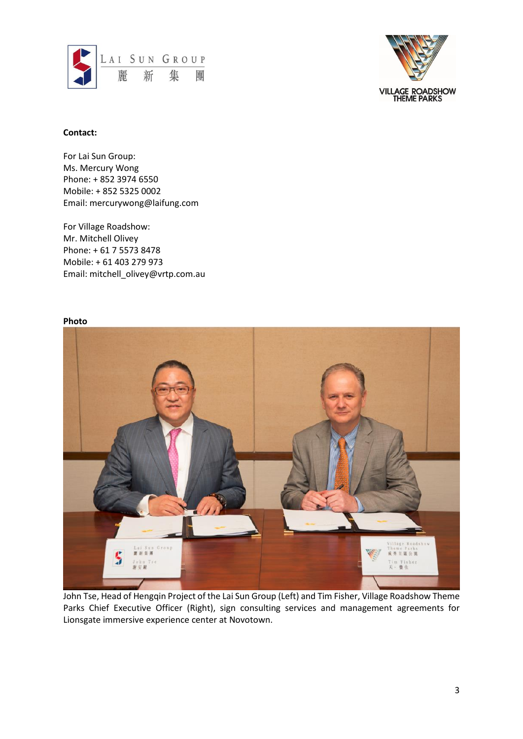**Contact:**

For Lai Sun Group:
Ms. Mercury Wong
Phone: + 852 3974 6550
Mobile: + 852 5325 0002
Email: mercurywong@laifung.com

For Village Roadshow:
Mr. Mitchell Olivey
Phone: + 61 7 5573 8478
Mobile: + 61 403 279 973
Email: mitchell_olivey@vrtp.com.au

**Photo**

John Tse, Head of Hengqin Project of the Lai Sun Group (Left) and Tim Fisher, Village Roadshow Theme Parks Chief Executive Officer (Right), sign consulting services and management agreements for Lionsgate immersive experience center at Novotown.